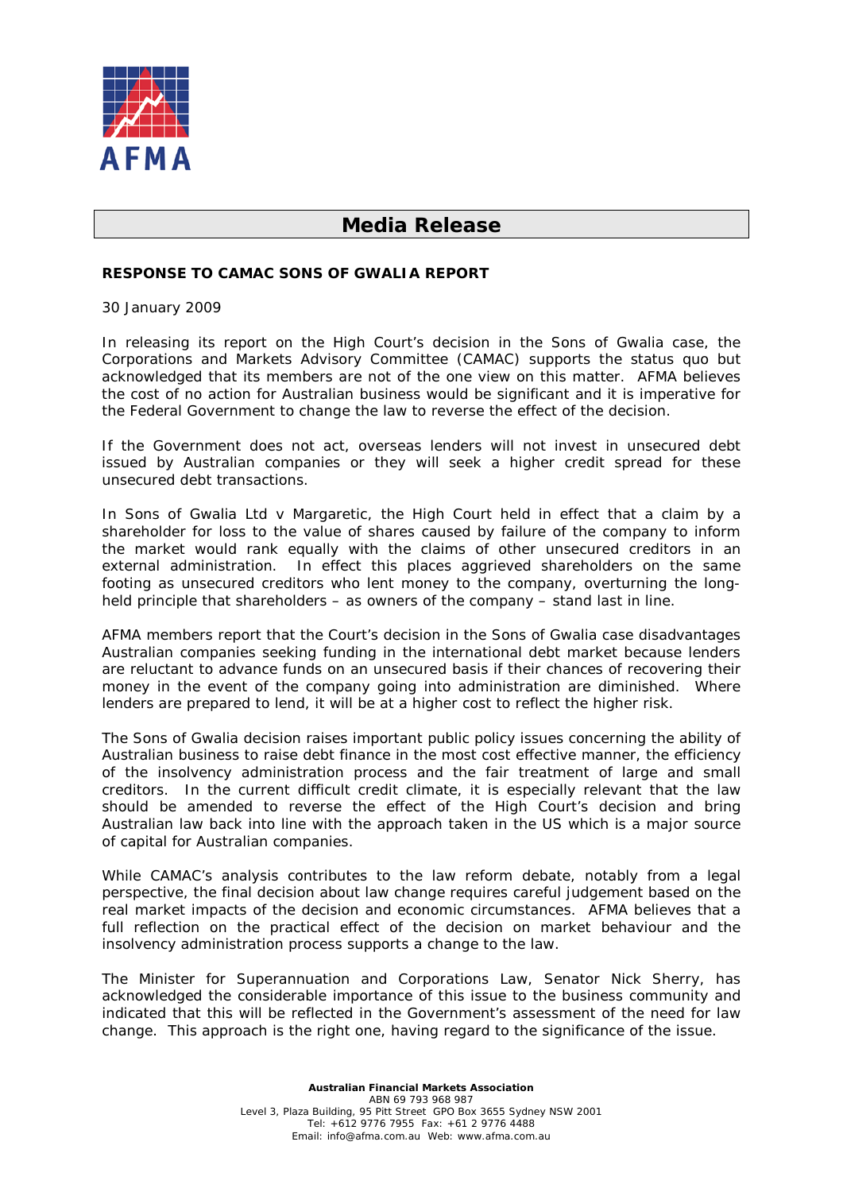AFMA

# Media Release

**RESPONSE TO CAMAC SONS OF GWALIA REPORT**

30 January 2009

In releasing its report on the High Court's decision in the Sons of Gwalia case, the Corporations and Markets Advisory Committee (CAMAC) supports the status quo but acknowledged that its members are not of the one view on this matter. AFMA believes the cost of no action for Australian business would be significant and it is imperative for the Federal Government to change the law to reverse the effect of the decision.

If the Government does not act, overseas lenders will not invest in unsecured debt issued by Australian companies or they will seek a higher credit spread for these unsecured debt transactions.

In Sons of Gwalia Ltd v Margaretic, the High Court held in effect that a claim by a shareholder for loss to the value of shares caused by failure of the company to inform the market would rank equally with the claims of other unsecured creditors in an external administration. In effect this places aggrieved shareholders on the same footing as unsecured creditors who lent money to the company, overturning the long-held principle that shareholders – as owners of the company – stand last in line.

AFMA members report that the Court's decision in the Sons of Gwalia case disadvantages Australian companies seeking funding in the international debt market because lenders are reluctant to advance funds on an unsecured basis if their chances of recovering their money in the event of the company going into administration are diminished. Where lenders are prepared to lend, it will be at a higher cost to reflect the higher risk.

The Sons of Gwalia decision raises important public policy issues concerning the ability of Australian business to raise debt finance in the most cost effective manner, the efficiency of the insolvency administration process and the fair treatment of large and small creditors. In the current difficult credit climate, it is especially relevant that the law should be amended to reverse the effect of the High Court's decision and bring Australian law back into line with the approach taken in the US which is a major source of capital for Australian companies.

While CAMAC's analysis contributes to the law reform debate, notably from a legal perspective, the final decision about law change requires careful judgement based on the real market impacts of the decision and economic circumstances. AFMA believes that a full reflection on the practical effect of the decision on market behaviour and the insolvency administration process supports a change to the law.

The Minister for Superannuation and Corporations Law, Senator Nick Sherry, has acknowledged the considerable importance of this issue to the business community and indicated that this will be reflected in the Government's assessment of the need for law change. This approach is the right one, having regard to the significance of the issue.

**Australian Financial Markets Association**
ABN 69 793 968 987
Level 3, Plaza Building, 95 Pitt Street GPO Box 3655 Sydney NSW 2001
Tel: +612 9776 7955 Fax: +61 2 9776 4488
Email: info@afma.com.au Web: www.afma.com.au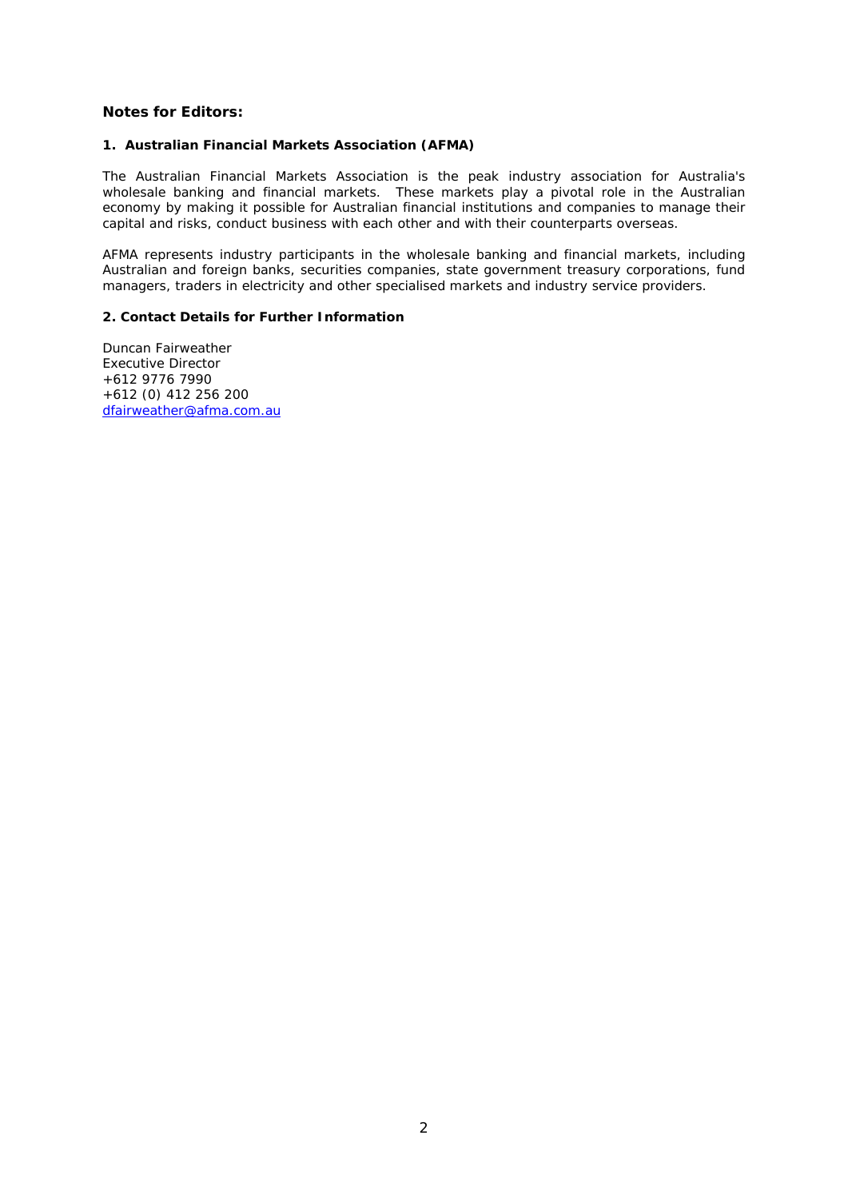## Notes for Editors:

### 1. Australian Financial Markets Association (AFMA)

The Australian Financial Markets Association is the peak industry association for Australia's wholesale banking and financial markets. These markets play a pivotal role in the Australian economy by making it possible for Australian financial institutions and companies to manage their capital and risks, conduct business with each other and with their counterparts overseas.

AFMA represents industry participants in the wholesale banking and financial markets, including Australian and foreign banks, securities companies, state government treasury corporations, fund managers, traders in electricity and other specialised markets and industry service providers.

### 2. Contact Details for Further Information

Duncan Fairweather
Executive Director
+612 9776 7990
+612 (0) 412 256 200
dfairweather@afma.com.au